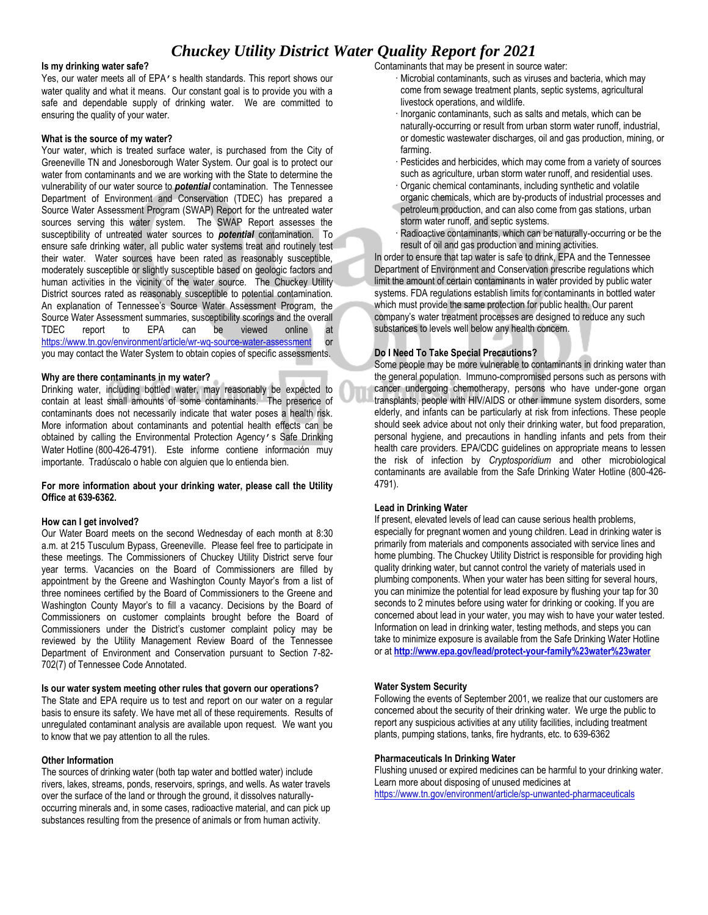# Chuckey Utility District Water Quality Report for 2021

**Is my drinking water safe?**

Yes, our water meets all of EPA's health standards. This report shows our water quality and what it means. Our constant goal is to provide you with a safe and dependable supply of drinking water. We are committed to ensuring the quality of your water.

**What is the source of my water?**

Your water, which is treated surface water, is purchased from the City of Greeneville TN and Jonesborough Water System. Our goal is to protect our water from contaminants and we are working with the State to determine the vulnerability of our water source to ***potential*** contamination. The Tennessee Department of Environment and Conservation (TDEC) has prepared a Source Water Assessment Program (SWAP) Report for the untreated water sources serving this water system. The SWAP Report assesses the susceptibility of untreated water sources to ***potential*** contamination. To ensure safe drinking water, all public water systems treat and routinely test their water. Water sources have been rated as reasonably susceptible, moderately susceptible or slightly susceptible based on geologic factors and human activities in the vicinity of the water source. The Chuckey Utility District sources rated as reasonably susceptible to potential contamination. An explanation of Tennessee's Source Water Assessment Program, the Source Water Assessment summaries, susceptibility scorings and the overall TDEC report to EPA can be viewed online at https://www.tn.gov/environment/article/wr-wq-source-water-assessment or you may contact the Water System to obtain copies of specific assessments.

**Why are there contaminants in my water?**

Drinking water, including bottled water, may reasonably be expected to contain at least small amounts of some contaminants. The presence of contaminants does not necessarily indicate that water poses a health risk. More information about contaminants and potential health effects can be obtained by calling the Environmental Protection Agency's Safe Drinking Water Hotline (800-426-4791). Este informe contiene información muy importante. Tradúscalo o hable con alguien que lo entienda bien.

**For more information about your drinking water, please call the Utility Office at 639-6362.**

**How can I get involved?**

Our Water Board meets on the second Wednesday of each month at 8:30 a.m. at 215 Tusculum Bypass, Greeneville. Please feel free to participate in these meetings. The Commissioners of Chuckey Utility District serve four year terms. Vacancies on the Board of Commissioners are filled by appointment by the Greene and Washington County Mayor's from a list of three nominees certified by the Board of Commissioners to the Greene and Washington County Mayor's to fill a vacancy. Decisions by the Board of Commissioners on customer complaints brought before the Board of Commissioners under the District's customer complaint policy may be reviewed by the Utility Management Review Board of the Tennessee Department of Environment and Conservation pursuant to Section 7-82-702(7) of Tennessee Code Annotated.

**Is our water system meeting other rules that govern our operations?**

The State and EPA require us to test and report on our water on a regular basis to ensure its safety. We have met all of these requirements. Results of unregulated contaminant analysis are available upon request. We want you to know that we pay attention to all the rules.

**Other Information**

The sources of drinking water (both tap water and bottled water) include rivers, lakes, streams, ponds, reservoirs, springs, and wells. As water travels over the surface of the land or through the ground, it dissolves naturally-occurring minerals and, in some cases, radioactive material, and can pick up substances resulting from the presence of animals or from human activity.

Contaminants that may be present in source water:

- Microbial contaminants, such as viruses and bacteria, which may come from sewage treatment plants, septic systems, agricultural livestock operations, and wildlife.
- Inorganic contaminants, such as salts and metals, which can be naturally-occurring or result from urban storm water runoff, industrial, or domestic wastewater discharges, oil and gas production, mining, or farming.
- Pesticides and herbicides, which may come from a variety of sources such as agriculture, urban storm water runoff, and residential uses.
- Organic chemical contaminants, including synthetic and volatile organic chemicals, which are by-products of industrial processes and petroleum production, and can also come from gas stations, urban storm water runoff, and septic systems.
- Radioactive contaminants, which can be naturally-occurring or be the result of oil and gas production and mining activities.

In order to ensure that tap water is safe to drink, EPA and the Tennessee Department of Environment and Conservation prescribe regulations which limit the amount of certain contaminants in water provided by public water systems. FDA regulations establish limits for contaminants in bottled water which must provide the same protection for public health. Our parent company's water treatment processes are designed to reduce any such substances to levels well below any health concern.

**Do I Need To Take Special Precautions?**

Some people may be more vulnerable to contaminants in drinking water than the general population. Immuno-compromised persons such as persons with cancer undergoing chemotherapy, persons who have under-gone organ transplants, people with HIV/AIDS or other immune system disorders, some elderly, and infants can be particularly at risk from infections. These people should seek advice about not only their drinking water, but food preparation, personal hygiene, and precautions in handling infants and pets from their health care providers. EPA/CDC guidelines on appropriate means to lessen the risk of infection by *Cryptosporidium* and other microbiological contaminants are available from the Safe Drinking Water Hotline (800-426-4791).

**Lead in Drinking Water**

If present, elevated levels of lead can cause serious health problems, especially for pregnant women and young children. Lead in drinking water is primarily from materials and components associated with service lines and home plumbing. The Chuckey Utility District is responsible for providing high quality drinking water, but cannot control the variety of materials used in plumbing components. When your water has been sitting for several hours, you can minimize the potential for lead exposure by flushing your tap for 30 seconds to 2 minutes before using water for drinking or cooking. If you are concerned about lead in your water, you may wish to have your water tested. Information on lead in drinking water, testing methods, and steps you can take to minimize exposure is available from the Safe Drinking Water Hotline or at **http://www.epa.gov/lead/protect-your-family%23water%23water**

**Water System Security**

Following the events of September 2001, we realize that our customers are concerned about the security of their drinking water. We urge the public to report any suspicious activities at any utility facilities, including treatment plants, pumping stations, tanks, fire hydrants, etc. to 639-6362

**Pharmaceuticals In Drinking Water**

Flushing unused or expired medicines can be harmful to your drinking water. Learn more about disposing of unused medicines at https://www.tn.gov/environment/article/sp-unwanted-pharmaceuticals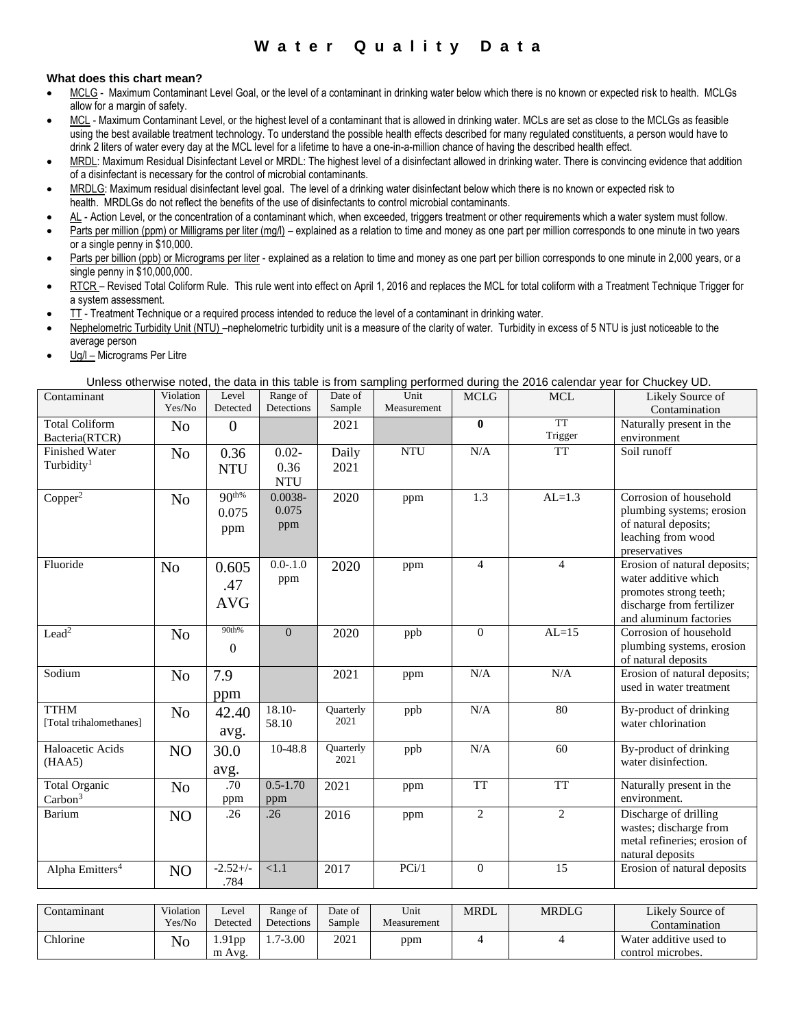# Water Quality Data

**What does this chart mean?**

- MCLG - Maximum Contaminant Level Goal, or the level of a contaminant in drinking water below which there is no known or expected risk to health. MCLGs allow for a margin of safety.
- MCL - Maximum Contaminant Level, or the highest level of a contaminant that is allowed in drinking water. MCLs are set as close to the MCLGs as feasible using the best available treatment technology. To understand the possible health effects described for many regulated constituents, a person would have to drink 2 liters of water every day at the MCL level for a lifetime to have a one-in-a-million chance of having the described health effect.
- MRDL: Maximum Residual Disinfectant Level or MRDL: The highest level of a disinfectant allowed in drinking water. There is convincing evidence that addition of a disinfectant is necessary for the control of microbial contaminants.
- MRDLG: Maximum residual disinfectant level goal. The level of a drinking water disinfectant below which there is no known or expected risk to health. MRDLGs do not reflect the benefits of the use of disinfectants to control microbial contaminants.
- AL - Action Level, or the concentration of a contaminant which, when exceeded, triggers treatment or other requirements which a water system must follow.
- Parts per million (ppm) or Milligrams per liter (mg/l) – explained as a relation to time and money as one part per million corresponds to one minute in two years or a single penny in $10,000.
- Parts per billion (ppb) or Micrograms per liter - explained as a relation to time and money as one part per billion corresponds to one minute in 2,000 years, or a single penny in $10,000,000.
- RTCR – Revised Total Coliform Rule. This rule went into effect on April 1, 2016 and replaces the MCL for total coliform with a Treatment Technique Trigger for a system assessment.
- TT - Treatment Technique or a required process intended to reduce the level of a contaminant in drinking water.
- Nephelometric Turbidity Unit (NTU) –nephelometric turbidity unit is a measure of the clarity of water. Turbidity in excess of 5 NTU is just noticeable to the average person
- Ug/l – Micrograms Per Litre

Unless otherwise noted, the data in this table is from sampling performed during the 2016 calendar year for Chuckey UD.

| Contaminant | Violation Yes/No | Level Detected | Range of Detections | Date of Sample | Unit Measurement | MCLG | MCL | Likely Source of Contamination |
|---|---|---|---|---|---|---|---|---|
| Total Coliform Bacteria(RTCR) | No | 0 | | 2021 | | **0** | TT Trigger | Naturally present in the environment |
| Finished Water Turbidity[1] | No | 0.36 NTU | 0.02-0.36 NTU | Daily 2021 | NTU | N/A | TT | Soil runoff |
| Copper[2] | No | 90th% 0.075 ppm | 0.0038-0.075 ppm | 2020 | ppm | 1.3 | AL=1.3 | Corrosion of household plumbing systems; erosion of natural deposits; leaching from wood preservatives |
| Fluoride | No | 0.605 .47 AVG | 0.0-.1.0 ppm | 2020 | ppm | 4 | 4 | Erosion of natural deposits; water additive which promotes strong teeth; discharge from fertilizer and aluminum factories |
| Lead[2] | No | 90th% 0 | 0 | 2020 | ppb | 0 | AL=15 | Corrosion of household plumbing systems, erosion of natural deposits |
| Sodium | No | 7.9 ppm | | 2021 | ppm | N/A | N/A | Erosion of natural deposits; used in water treatment |
| TTHM [Total trihalomethanes] | No | 42.40 avg. | 18.10-58.10 | Quarterly 2021 | ppb | N/A | 80 | By-product of drinking water chlorination |
| Haloacetic Acids (HAA5) | NO | 30.0 avg. | 10-48.8 | Quarterly 2021 | ppb | N/A | 60 | By-product of drinking water disinfection. |
| Total Organic Carbon[3] | No | .70 ppm | 0.5-1.70 ppm | 2021 | ppm | TT | TT | Naturally present in the environment. |
| Barium | NO | .26 | .26 | 2016 | ppm | 2 | 2 | Discharge of drilling wastes; discharge from metal refineries; erosion of natural deposits |
| Alpha Emitters[4] | NO | -2.52+/-.784 | <1.1 | 2017 | PCi/1 | 0 | 15 | Erosion of natural deposits |

| Contaminant | Violation Yes/No | Level Detected | Range of Detections | Date of Sample | Unit Measurement | MRDL | MRDLG | Likely Source of Contamination |
|---|---|---|---|---|---|---|---|---|
| Chlorine | No | 1.91ppm Avg. | 1.7-3.00 | 2021 | ppm | 4 | 4 | Water additive used to control microbes. |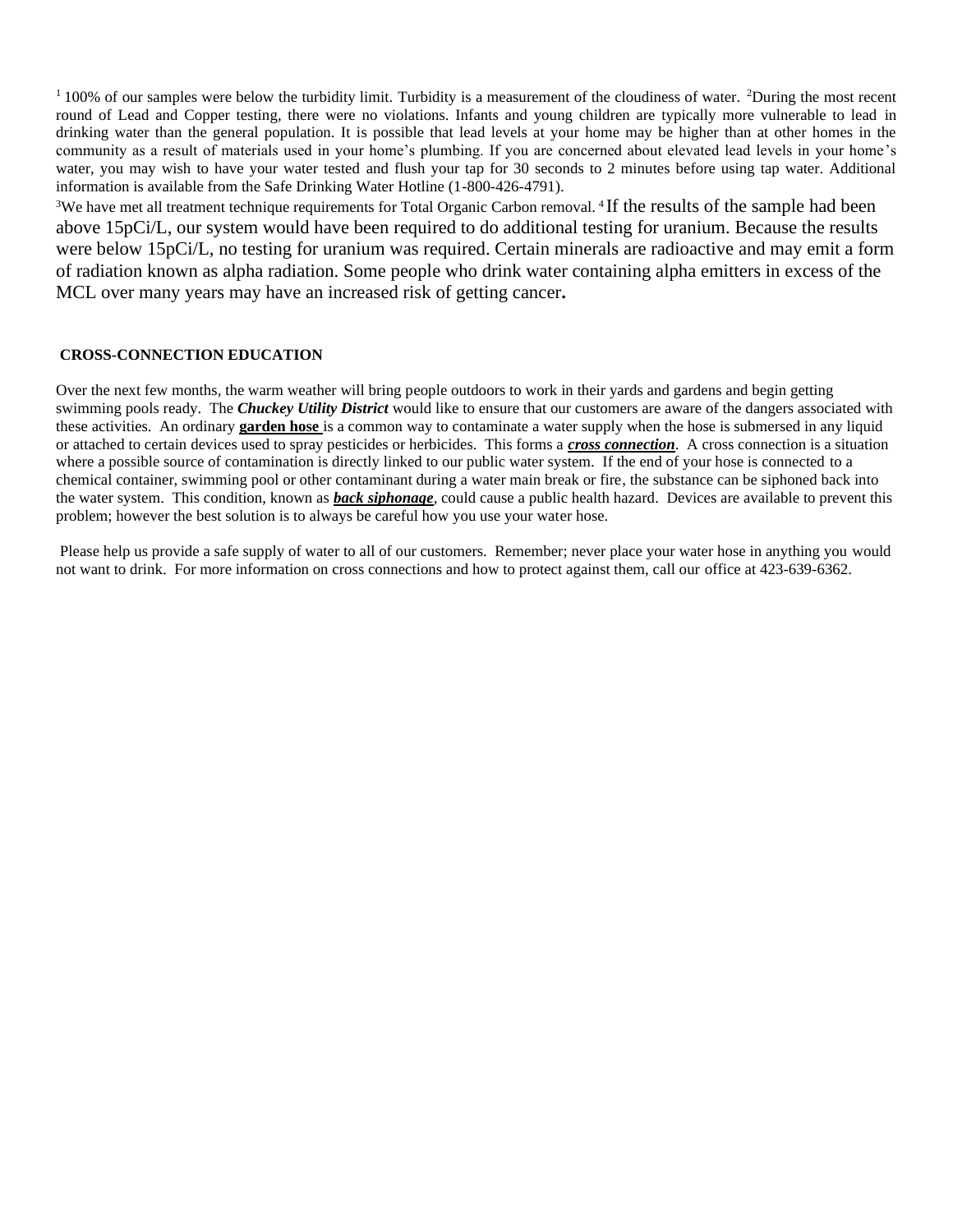[1] 100% of our samples were below the turbidity limit. Turbidity is a measurement of the cloudiness of water. [2]During the most recent round of Lead and Copper testing, there were no violations. Infants and young children are typically more vulnerable to lead in drinking water than the general population. It is possible that lead levels at your home may be higher than at other homes in the community as a result of materials used in your home's plumbing. If you are concerned about elevated lead levels in your home's water, you may wish to have your water tested and flush your tap for 30 seconds to 2 minutes before using tap water. Additional information is available from the Safe Drinking Water Hotline (1-800-426-4791).

[3]We have met all treatment technique requirements for Total Organic Carbon removal. [4] If the results of the sample had been above 15pCi/L, our system would have been required to do additional testing for uranium. Because the results were below 15pCi/L, no testing for uranium was required. Certain minerals are radioactive and may emit a form of radiation known as alpha radiation. Some people who drink water containing alpha emitters in excess of the MCL over many years may have an increased risk of getting cancer**.**

**CROSS-CONNECTION EDUCATION**

Over the next few months, the warm weather will bring people outdoors to work in their yards and gardens and begin getting swimming pools ready. The ***Chuckey Utility District*** would like to ensure that our customers are aware of the dangers associated with these activities. An ordinary **garden hose** is a common way to contaminate a water supply when the hose is submersed in any liquid or attached to certain devices used to spray pesticides or herbicides. This forms a ***cross connection***. A cross connection is a situation where a possible source of contamination is directly linked to our public water system. If the end of your hose is connected to a chemical container, swimming pool or other contaminant during a water main break or fire, the substance can be siphoned back into the water system. This condition, known as ***back siphonage***, could cause a public health hazard. Devices are available to prevent this problem; however the best solution is to always be careful how you use your water hose.

Please help us provide a safe supply of water to all of our customers. Remember; never place your water hose in anything you would not want to drink. For more information on cross connections and how to protect against them, call our office at 423-639-6362.